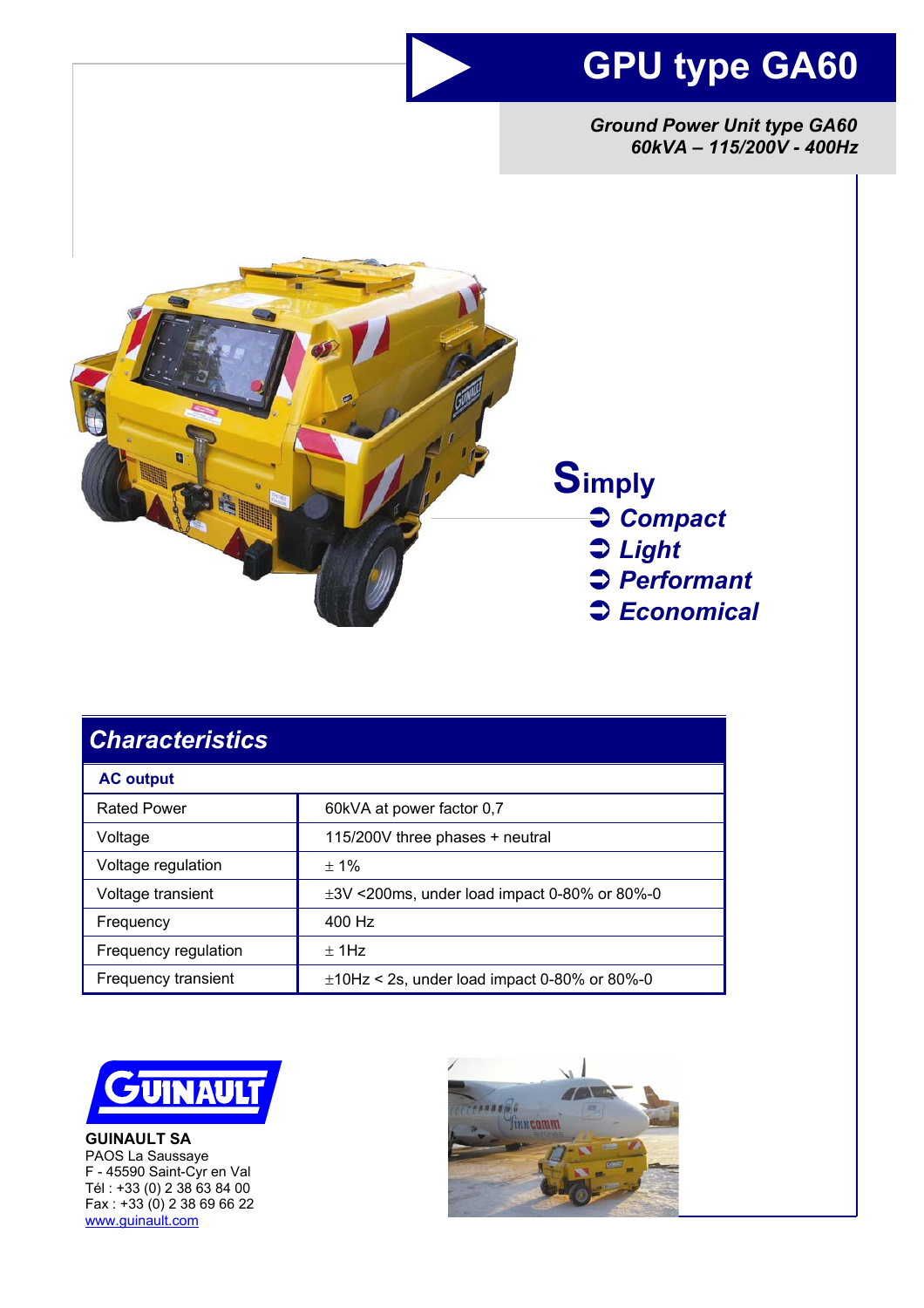# GPU type GA60

***Ground Power Unit type GA60***
***60kVA – 115/200V - 400Hz***

**Simply**

- ***Compact***
- ***Light***
- ***Performant***
- ***Economical***

## Characteristics

| AC output | |
|---|---|
| Rated Power | 60kVA at power factor 0,7 |
| Voltage | 115/200V three phases + neutral |
| Voltage regulation | ± 1% |
| Voltage transient | ±3V <200ms, under load impact 0-80% or 80%-0 |
| Frequency | 400 Hz |
| Frequency regulation | ± 1Hz |
| Frequency transient | ±10Hz < 2s, under load impact 0-80% or 80%-0 |

**GUINAULT SA**
PAOS La Saussaye
F - 45590 Saint-Cyr en Val
Tél : +33 (0) 2 38 63 84 00
Fax : +33 (0) 2 38 69 66 22
www.guinault.com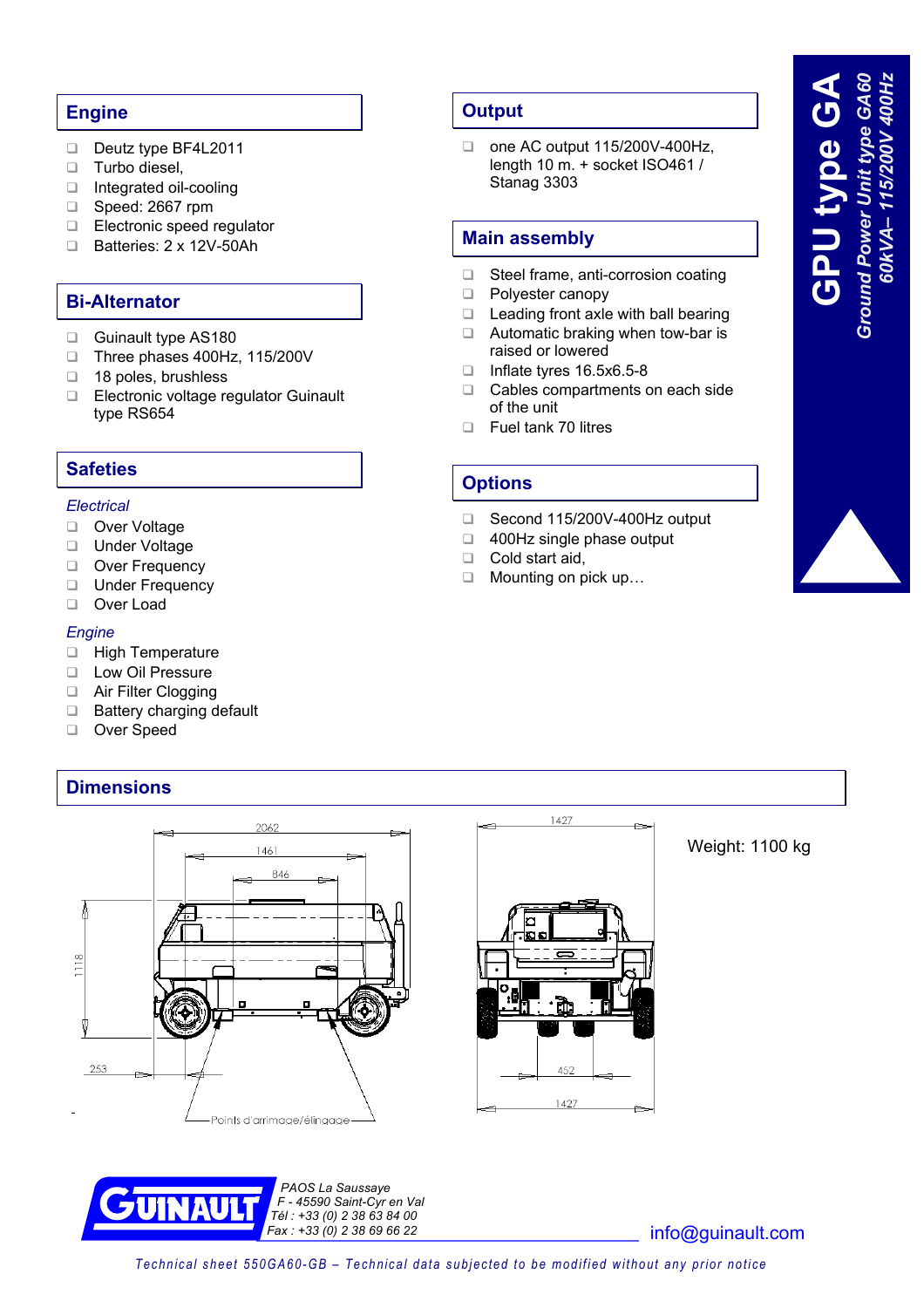# GPU type GA

*Ground Power Unit type GA60*
*60kVA– 115/200V 400Hz*

## Engine

- Deutz type BF4L2011
- Turbo diesel,
- Integrated oil-cooling
- Speed: 2667 rpm
- Electronic speed regulator
- Batteries: 2 x 12V-50Ah

## Bi-Alternator

- Guinault type AS180
- Three phases 400Hz, 115/200V
- 18 poles, brushless
- Electronic voltage regulator Guinault type RS654

## Safeties

*Electrical*

- Over Voltage
- Under Voltage
- Over Frequency
- Under Frequency
- Over Load

*Engine*

- High Temperature
- Low Oil Pressure
- Air Filter Clogging
- Battery charging default
- Over Speed

## Output

- one AC output 115/200V-400Hz, length 10 m. + socket ISO461 / Stanag 3303

## Main assembly

- Steel frame, anti-corrosion coating
- Polyester canopy
- Leading front axle with ball bearing
- Automatic braking when tow-bar is raised or lowered
- Inflate tyres 16.5x6.5-8
- Cables compartments on each side of the unit
- Fuel tank 70 litres

## Options

- Second 115/200V-400Hz output
- 400Hz single phase output
- Cold start aid,
- Mounting on pick up…

## Dimensions

2062
1461
846
1118
253
Points d'arrimage/élingage

1427
452
1427

Weight: 1100 kg

PAOS La Saussaye
F - 45590 Saint-Cyr en Val
Tél : +33 (0) 2 38 63 84 00
Fax : +33 (0) 2 38 69 66 22

info@guinault.com

*Technical sheet 550GA60-GB – Technical data subjected to be modified without any prior notice*